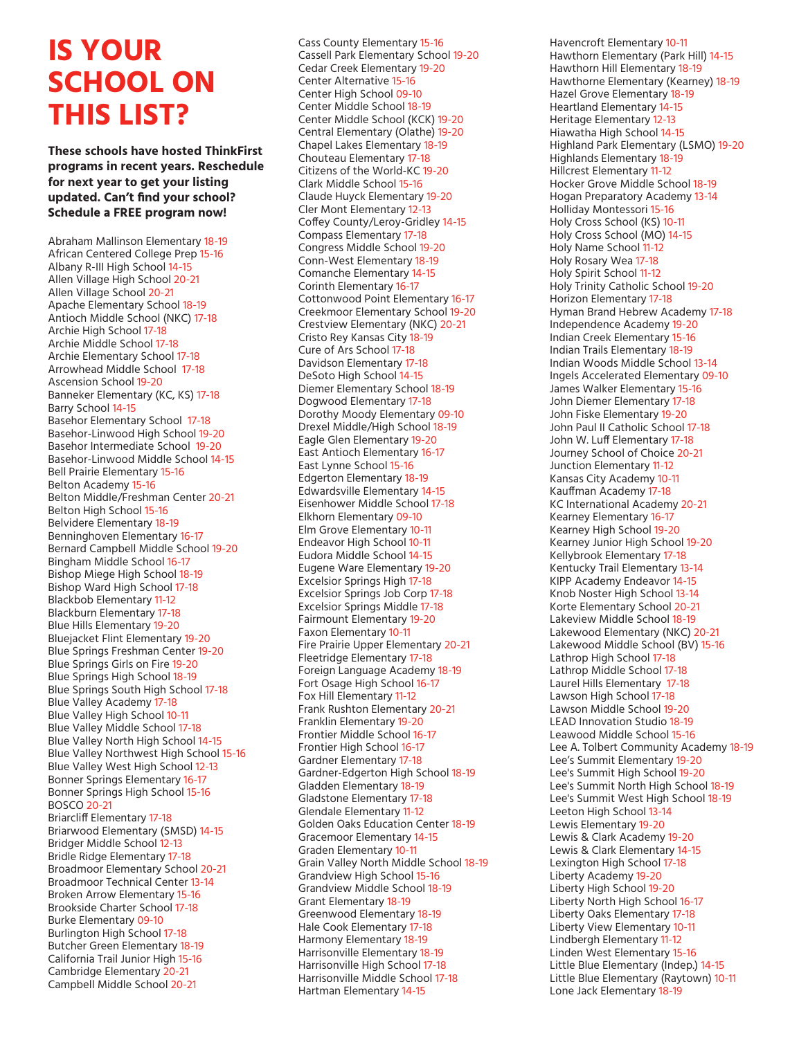# IS YOUR SCHOOL ON THIS LIST?

**These schools have hosted ThinkFirst programs in recent years. Reschedule for next year to get your listing updated. Can't find your school? Schedule a FREE program now!**

Abraham Mallinson Elementary 18-19
African Centered College Prep 15-16
Albany R-III High School 14-15
Allen Village High School 20-21
Allen Village School 20-21
Apache Elementary School 18-19
Antioch Middle School (NKC) 17-18
Archie High School 17-18
Archie Middle School 17-18
Archie Elementary School 17-18
Arrowhead Middle School 17-18
Ascension School 19-20
Banneker Elementary (KC, KS) 17-18
Barry School 14-15
Basehor Elementary School 17-18
Basehor-Linwood High School 19-20
Basehor Intermediate School 19-20
Basehor-Linwood Middle School 14-15
Bell Prairie Elementary 15-16
Belton Academy 15-16
Belton Middle/Freshman Center 20-21
Belton High School 15-16
Belvidere Elementary 18-19
Benninghoven Elementary 16-17
Bernard Campbell Middle School 19-20
Bingham Middle School 16-17
Bishop Miege High School 18-19
Bishop Ward High School 17-18
Blackbob Elementary 11-12
Blackburn Elementary 17-18
Blue Hills Elementary 19-20
Bluejacket Flint Elementary 19-20
Blue Springs Freshman Center 19-20
Blue Springs Girls on Fire 19-20
Blue Springs High School 18-19
Blue Springs South High School 17-18
Blue Valley Academy 17-18
Blue Valley High School 10-11
Blue Valley Middle School 17-18
Blue Valley North High School 14-15
Blue Valley Northwest High School 15-16
Blue Valley West High School 12-13
Bonner Springs Elementary 16-17
Bonner Springs High School 15-16
BOSCO 20-21
Briarcliff Elementary 17-18
Briarwood Elementary (SMSD) 14-15
Bridger Middle School 12-13
Bridle Ridge Elementary 17-18
Broadmoor Elementary School 20-21
Broadmoor Technical Center 13-14
Broken Arrow Elementary 15-16
Brookside Charter School 17-18
Burke Elementary 09-10
Burlington High School 17-18
Butcher Green Elementary 18-19
California Trail Junior High 15-16
Cambridge Elementary 20-21
Campbell Middle School 20-21
Cass County Elementary 15-16
Cassell Park Elementary School 19-20
Cedar Creek Elementary 19-20
Center Alternative 15-16
Center High School 09-10
Center Middle School 18-19
Center Middle School (KCK) 19-20
Central Elementary (Olathe) 19-20
Chapel Lakes Elementary 18-19
Chouteau Elementary 17-18
Citizens of the World-KC 19-20
Clark Middle School 15-16
Claude Huyck Elementary 19-20
Cler Mont Elementary 12-13
Coffey County/Leroy-Gridley 14-15
Compass Elementary 17-18
Congress Middle School 19-20
Conn-West Elementary 18-19
Comanche Elementary 14-15
Corinth Elementary 16-17
Cottonwood Point Elementary 16-17
Creekmoor Elementary School 19-20
Crestview Elementary (NKC) 20-21
Cristo Rey Kansas City 18-19
Cure of Ars School 17-18
Davidson Elementary 17-18
DeSoto High School 14-15
Diemer Elementary School 18-19
Dogwood Elementary 17-18
Dorothy Moody Elementary 09-10
Drexel Middle/High School 18-19
Eagle Glen Elementary 19-20
East Antioch Elementary 16-17
East Lynne School 15-16
Edgerton Elementary 18-19
Edwardsville Elementary 14-15
Eisenhower Middle School 17-18
Elkhorn Elementary 09-10
Elm Grove Elementary 10-11
Endeavor High School 10-11
Eudora Middle School 14-15
Eugene Ware Elementary 19-20
Excelsior Springs High 17-18
Excelsior Springs Job Corp 17-18
Excelsior Springs Middle 17-18
Fairmount Elementary 19-20
Faxon Elementary 10-11
Fire Prairie Upper Elementary 20-21
Fleetridge Elementary 17-18
Foreign Language Academy 18-19
Fort Osage High School 16-17
Fox Hill Elementary 11-12
Frank Rushton Elementary 20-21
Franklin Elementary 19-20
Frontier Middle School 16-17
Frontier High School 16-17
Gardner Elementary 17-18
Gardner-Edgerton High School 18-19
Gladden Elementary 18-19
Gladstone Elementary 17-18
Glendale Elementary 11-12
Golden Oaks Education Center 18-19
Gracemoor Elementary 14-15
Graden Elementary 10-11
Grain Valley North Middle School 18-19
Grandview High School 15-16
Grandview Middle School 18-19
Grant Elementary 18-19
Greenwood Elementary 18-19
Hale Cook Elementary 17-18
Harmony Elementary 18-19
Harrisonville Elementary 18-19
Harrisonville High School 17-18
Harrisonville Middle School 17-18
Hartman Elementary 14-15
Havencroft Elementary 10-11
Hawthorn Elementary (Park Hill) 14-15
Hawthorn Hill Elementary 18-19
Hawthorne Elementary (Kearney) 18-19
Hazel Grove Elementary 18-19
Heartland Elementary 14-15
Heritage Elementary 12-13
Hiawatha High School 14-15
Highland Park Elementary (LSMO) 19-20
Highlands Elementary 18-19
Hillcrest Elementary 11-12
Hocker Grove Middle School 18-19
Hogan Preparatory Academy 13-14
Holliday Montessori 15-16
Holy Cross School (KS) 10-11
Holy Cross School (MO) 14-15
Holy Name School 11-12
Holy Rosary Wea 17-18
Holy Spirit School 11-12
Holy Trinity Catholic School 19-20
Horizon Elementary 17-18
Hyman Brand Hebrew Academy 17-18
Independence Academy 19-20
Indian Creek Elementary 15-16
Indian Trails Elementary 18-19
Indian Woods Middle School 13-14
Ingels Accelerated Elementary 09-10
James Walker Elementary 15-16
John Diemer Elementary 17-18
John Fiske Elementary 19-20
John Paul II Catholic School 17-18
John W. Luff Elementary 17-18
Journey School of Choice 20-21
Junction Elementary 11-12
Kansas City Academy 10-11
Kauffman Academy 17-18
KC International Academy 20-21
Kearney Elementary 16-17
Kearney High School 19-20
Kearney Junior High School 19-20
Kellybrook Elementary 17-18
Kentucky Trail Elementary 13-14
KIPP Academy Endeavor 14-15
Knob Noster High School 13-14
Korte Elementary School 20-21
Lakeview Middle School 18-19
Lakewood Elementary (NKC) 20-21
Lakewood Middle School (BV) 15-16
Lathrop High School 17-18
Lathrop Middle School 17-18
Laurel Hills Elementary 17-18
Lawson High School 17-18
Lawson Middle School 19-20
LEAD Innovation Studio 18-19
Leawood Middle School 15-16
Lee A. Tolbert Community Academy 18-19
Lee's Summit Elementary 19-20
Lee's Summit High School 19-20
Lee's Summit North High School 18-19
Lee's Summit West High School 18-19
Leeton High School 13-14
Lewis Elementary 19-20
Lewis & Clark Academy 19-20
Lewis & Clark Elementary 14-15
Lexington High School 17-18
Liberty Academy 19-20
Liberty High School 19-20
Liberty North High School 16-17
Liberty Oaks Elementary 17-18
Liberty View Elementary 10-11
Lindbergh Elementary 11-12
Linden West Elementary 15-16
Little Blue Elementary (Indep.) 14-15
Little Blue Elementary (Raytown) 10-11
Lone Jack Elementary 18-19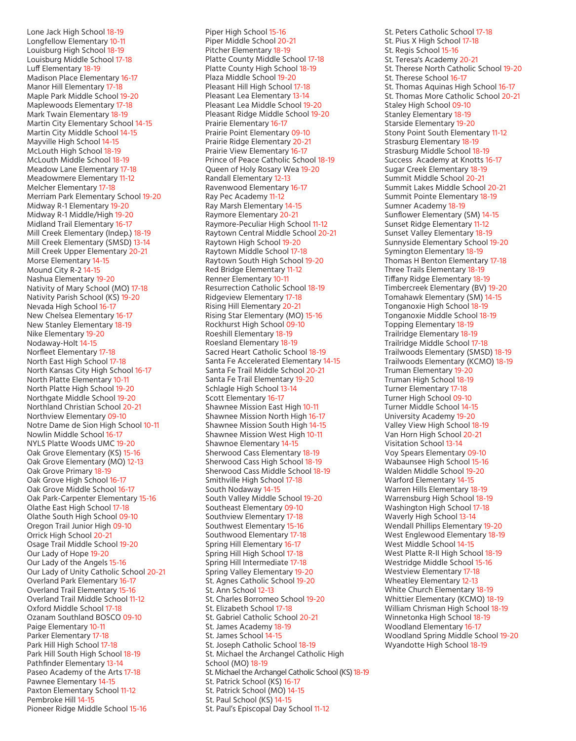Lone Jack High School 18-19
Longfellow Elementary 10-11
Louisburg High School 18-19
Louisburg Middle School 17-18
Luff Elementary 18-19
Madison Place Elementary 16-17
Manor Hill Elementary 17-18
Maple Park Middle School 19-20
Maplewoods Elementary 17-18
Mark Twain Elementary 18-19
Martin City Elementary School 14-15
Martin City Middle School 14-15
Mayville High School 14-15
McLouth High School 18-19
McLouth Middle School 18-19
Meadow Lane Elementary 17-18
Meadowmere Elementary 11-12
Melcher Elementary 17-18
Merriam Park Elementary School 19-20
Midway R-1 Elementary 19-20
Midway R-1 Middle/High 19-20
Midland Trail Elementary 16-17
Mill Creek Elementary (Indep.) 18-19
Mill Creek Elementary (SMSD) 13-14
Mill Creek Upper Elementary 20-21
Morse Elementary 14-15
Mound City R-2 14-15
Nashua Elementary 19-20
Nativity of Mary School (MO) 17-18
Nativity Parish School (KS) 19-20
Nevada High School 16-17
New Chelsea Elementary 16-17
New Stanley Elementary 18-19
Nike Elementary 19-20
Nodaway-Holt 14-15
Norfleet Elementary 17-18
North East High School 17-18
North Kansas City High School 16-17
North Platte Elementary 10-11
North Platte High School 19-20
Northgate Middle School 19-20
Northland Christian School 20-21
Northview Elementary 09-10
Notre Dame de Sion High School 10-11
Nowlin Middle School 16-17
NYLS Platte Woods UMC 19-20
Oak Grove Elementary (KS) 15-16
Oak Grove Elementary (MO) 12-13
Oak Grove Primary 18-19
Oak Grove High School 16-17
Oak Grove Middle School 16-17
Oak Park-Carpenter Elementary 15-16
Olathe East High School 17-18
Olathe South High School 09-10
Oregon Trail Junior High 09-10
Orrick High School 20-21
Osage Trail Middle School 19-20
Our Lady of Hope 19-20
Our Lady of the Angels 15-16
Our Lady of Unity Catholic School 20-21
Overland Park Elementary 16-17
Overland Trail Elementary 15-16
Overland Trail Middle School 11-12
Oxford Middle School 17-18
Ozanam Southland BOSCO 09-10
Paige Elementary 10-11
Parker Elementary 17-18
Park Hill High School 17-18
Park Hill South High School 18-19
Pathfinder Elementary 13-14
Paseo Academy of the Arts 17-18
Pawnee Elementary 14-15
Paxton Elementary School 11-12
Pembroke Hill 14-15
Pioneer Ridge Middle School 15-16
Piper High School 15-16
Piper Middle School 20-21
Pitcher Elementary 18-19
Platte County Middle School 17-18
Platte County High School 18-19
Plaza Middle School 19-20
Pleasant Hill High School 17-18
Pleasant Lea Elementary 13-14
Pleasant Lea Middle School 19-20
Pleasant Ridge Middle School 19-20
Prairie Elementary 16-17
Prairie Point Elementary 09-10
Prairie Ridge Elementary 20-21
Prairie View Elementary 16-17
Prince of Peace Catholic School 18-19
Queen of Holy Rosary Wea 19-20
Randall Elementary 12-13
Ravenwood Elementary 16-17
Ray Pec Academy 11-12
Ray Marsh Elementary 14-15
Raymore Elementary 20-21
Raymore-Peculiar High School 11-12
Raytown Central Middle School 20-21
Raytown High School 19-20
Raytown Middle School 17-18
Raytown South High School 19-20
Red Bridge Elementary 11-12
Renner Elementary 10-11
Resurrection Catholic School 18-19
Ridgeview Elementary 17-18
Rising Hill Elementary 20-21
Rising Star Elementary (MO) 15-16
Rockhurst High School 09-10
Roeshill Elementary 18-19
Roesland Elementary 18-19
Sacred Heart Catholic School 18-19
Santa Fe Accelerated Elementary 14-15
Santa Fe Trail Middle School 20-21
Santa Fe Trail Elementary 19-20
Schlagle High School 13-14
Scott Elementary 16-17
Shawnee Mission East High 10-11
Shawnee Mission North High 16-17
Shawnee Mission South High 14-15
Shawnee Mission West High 10-11
Shawnoe Elementary 14-15
Sherwood Cass Elementary 18-19
Sherwood Cass High School 18-19
Sherwood Cass Middle School 18-19
Smithville High School 17-18
South Nodaway 14-15
South Valley Middle School 19-20
Southeast Elementary 09-10
Southview Elementary 17-18
Southwest Elementary 15-16
Southwood Elementary 17-18
Spring Hill Elementary 16-17
Spring Hill High School 17-18
Spring Hill Intermediate 17-18
Spring Valley Elementary 19-20
St. Agnes Catholic School 19-20
St. Ann School 12-13
St. Charles Borromeo School 19-20
St. Elizabeth School 17-18
St. Gabriel Catholic School 20-21
St. James Academy 18-19
St. James School 14-15
St. Joseph Catholic School 18-19
St. Michael the Archangel Catholic High School (MO) 18-19
St. Michael the Archangel Catholic School (KS) 18-19
St. Patrick School (KS) 16-17
St. Patrick School (MO) 14-15
St. Paul School (KS) 14-15
St. Paul's Episcopal Day School 11-12
St. Peters Catholic School 17-18
St. Pius X High School 17-18
St. Regis School 15-16
St. Teresa's Academy 20-21
St. Therese North Catholic School 19-20
St. Therese School 16-17
St. Thomas Aquinas High School 16-17
St. Thomas More Catholic School 20-21
Staley High School 09-10
Stanley Elementary 18-19
Starside Elementary 19-20
Stony Point South Elementary 11-12
Strasburg Elementary 18-19
Strasburg Middle School 18-19
Success Academy at Knotts 16-17
Sugar Creek Elementary 18-19
Summit Middle School 20-21
Summit Lakes Middle School 20-21
Summit Pointe Elementary 18-19
Sumner Academy 18-19
Sunflower Elementary (SM) 14-15
Sunset Ridge Elementary 11-12
Sunset Valley Elementary 18-19
Sunnyside Elementary School 19-20
Symington Elementary 18-19
Thomas H Benton Elementary 17-18
Three Trails Elementary 18-19
Tiffany Ridge Elementary 18-19
Timbercreek Elementary (BV) 19-20
Tomahawk Elementary (SM) 14-15
Tonganoxie High School 18-19
Tonganoxie Middle School 18-19
Topping Elementary 18-19
Trailridge Elementary 18-19
Trailridge Middle School 17-18
Trailwoods Elementary (SMSD) 18-19
Trailwoods Elementary (KCMO) 18-19
Truman Elementary 19-20
Truman High School 18-19
Turner Elementary 17-18
Turner High School 09-10
Turner Middle School 14-15
University Academy 19-20
Valley View High School 18-19
Van Horn High School 20-21
Visitation School 13-14
Voy Spears Elementary 09-10
Wabaunsee High School 15-16
Walden Middle School 19-20
Warford Elementary 14-15
Warren Hills Elementary 18-19
Warrensburg High School 18-19
Washington High School 17-18
Waverly High School 13-14
Wendall Phillips Elementary 19-20
West Englewood Elementary 18-19
West Middle School 14-15
West Platte R-II High School 18-19
Westridge Middle School 15-16
Westview Elementary 17-18
Wheatley Elementary 12-13
White Church Elementary 18-19
Whittier Elementary (KCMO) 18-19
William Chrisman High School 18-19
Winnetonka High School 18-19
Woodland Elementary 16-17
Woodland Spring Middle School 19-20
Wyandotte High School 18-19